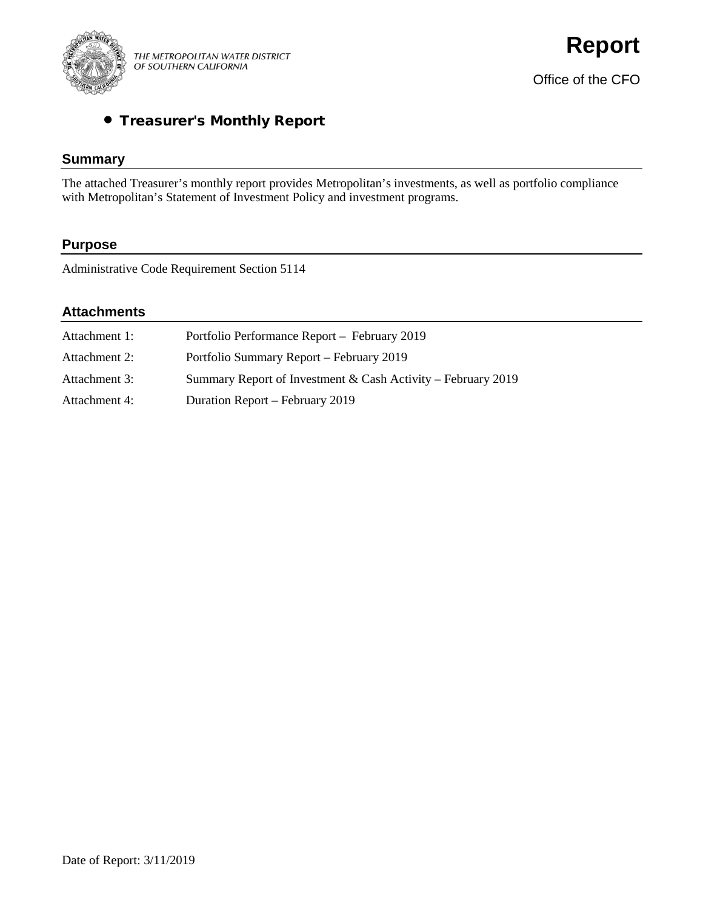THE METROPOLITAN WATER DISTRICT
OF SOUTHERN CALIFORNIA

# Report

Office of the CFO

- **Treasurer's Monthly Report**

## Summary

The attached Treasurer's monthly report provides Metropolitan's investments, as well as portfolio compliance with Metropolitan's Statement of Investment Policy and investment programs.

## Purpose

Administrative Code Requirement Section 5114

## Attachments

| | |
|---|---|
| Attachment 1: | Portfolio Performance Report – February 2019 |
| Attachment 2: | Portfolio Summary Report – February 2019 |
| Attachment 3: | Summary Report of Investment & Cash Activity – February 2019 |
| Attachment 4: | Duration Report – February 2019 |

Date of Report: 3/11/2019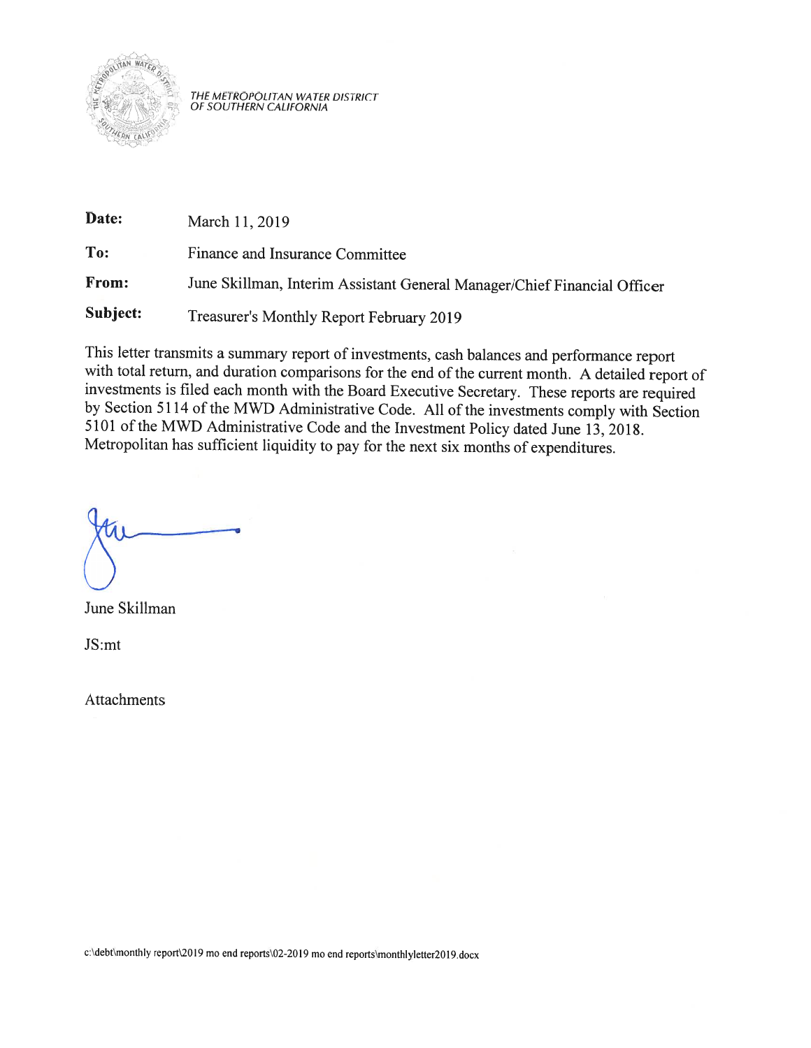THE METROPOLITAN WATER DISTRICT OF SOUTHERN CALIFORNIA

**Date:** March 11, 2019

**To:** Finance and Insurance Committee

**From:** June Skillman, Interim Assistant General Manager/Chief Financial Officer

**Subject:** Treasurer's Monthly Report February 2019

This letter transmits a summary report of investments, cash balances and performance report with total return, and duration comparisons for the end of the current month. A detailed report of investments is filed each month with the Board Executive Secretary. These reports are required by Section 5114 of the MWD Administrative Code. All of the investments comply with Section 5101 of the MWD Administrative Code and the Investment Policy dated June 13, 2018. Metropolitan has sufficient liquidity to pay for the next six months of expenditures.

June Skillman

JS:mt

Attachments

c:\debt\monthly report\2019 mo end reports\02-2019 mo end reports\monthlyletter2019.docx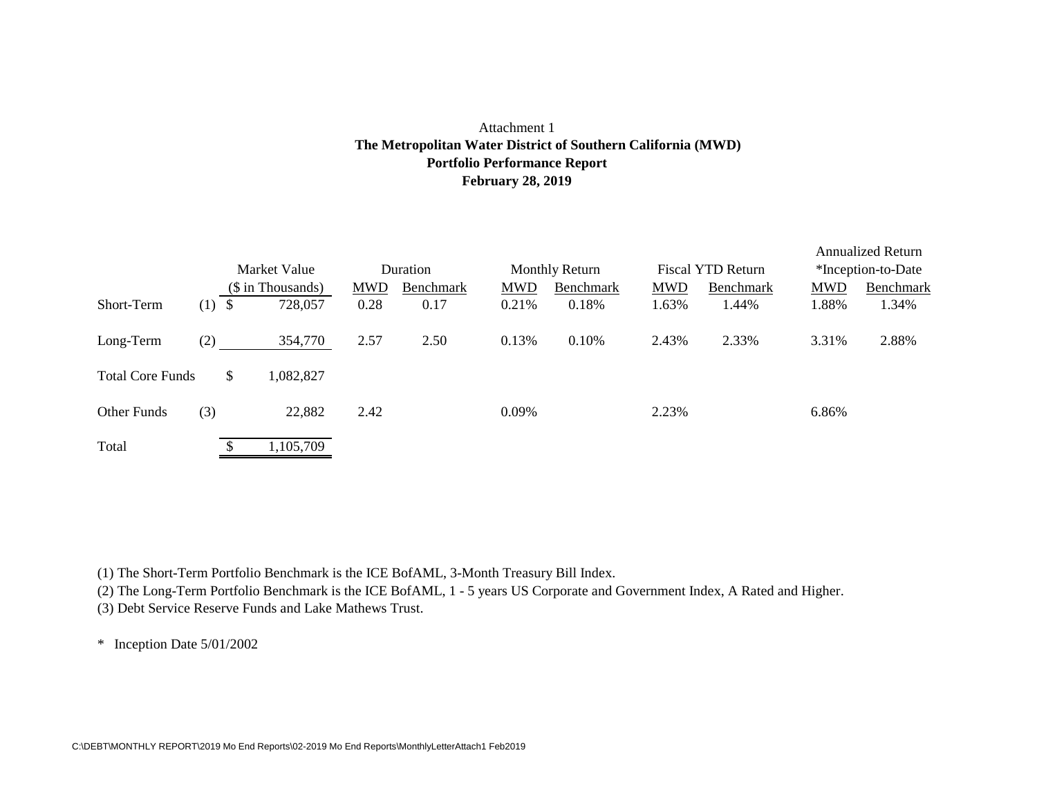Attachment 1

**The Metropolitan Water District of Southern California (MWD)**

**Portfolio Performance Report**

**February 28, 2019**

| | | Market Value ($ in Thousands) | Duration | | Monthly Return | | Fiscal YTD Return | | Annualized Return *Inception-to-Date | |
|---|---|---|---|---|---|---|---|---|---|---|
| | | | MWD | Benchmark | MWD | Benchmark | MWD | Benchmark | MWD | Benchmark |
| Short-Term | (1) | $ 728,057 | 0.28 | 0.17 | 0.21% | 0.18% | 1.63% | 1.44% | 1.88% | 1.34% |
| Long-Term | (2) | 354,770 | 2.57 | 2.50 | 0.13% | 0.10% | 2.43% | 2.33% | 3.31% | 2.88% |
| Total Core Funds | | $ 1,082,827 | | | | | | | | |
| Other Funds | (3) | 22,882 | 2.42 | | 0.09% | | 2.23% | | 6.86% | |
| Total | | $ 1,105,709 | | | | | | | | |

(1) The Short-Term Portfolio Benchmark is the ICE BofAML, 3-Month Treasury Bill Index.

(2) The Long-Term Portfolio Benchmark is the ICE BofAML, 1 - 5 years US Corporate and Government Index, A Rated and Higher.

(3) Debt Service Reserve Funds and Lake Mathews Trust.

\* Inception Date 5/01/2002

C:\DEBT\MONTHLY REPORT\2019 Mo End Reports\02-2019 Mo End Reports\MonthlyLetterAttach1 Feb2019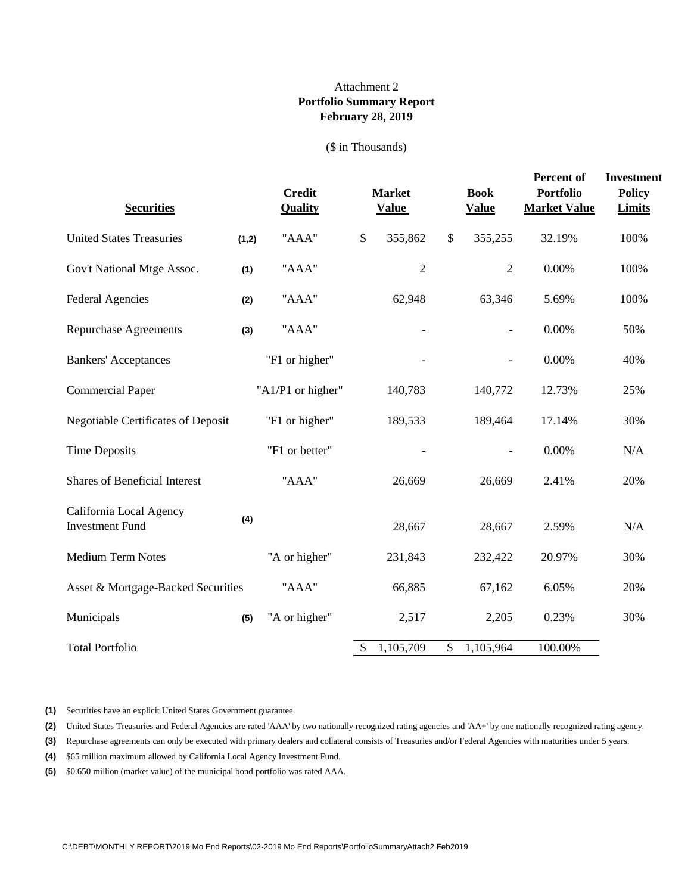Attachment 2

**Portfolio Summary Report**

**February 28, 2019**

($ in Thousands)

| Securities | | Credit Quality | Market Value | Book Value | Percent of Portfolio Market Value | Investment Policy Limits |
|---|---|---|---|---|---|---|
| United States Treasuries | (1,2) | "AAA" | $ 355,862 | $ 355,255 | 32.19% | 100% |
| Gov't National Mtge Assoc. | (1) | "AAA" | 2 | 2 | 0.00% | 100% |
| Federal Agencies | (2) | "AAA" | 62,948 | 63,346 | 5.69% | 100% |
| Repurchase Agreements | (3) | "AAA" | - | - | 0.00% | 50% |
| Bankers' Acceptances | | "F1 or higher" | - | - | 0.00% | 40% |
| Commercial Paper | | "A1/P1 or higher" | 140,783 | 140,772 | 12.73% | 25% |
| Negotiable Certificates of Deposit | | "F1 or higher" | 189,533 | 189,464 | 17.14% | 30% |
| Time Deposits | | "F1 or better" | - | - | 0.00% | N/A |
| Shares of Beneficial Interest | | "AAA" | 26,669 | 26,669 | 2.41% | 20% |
| California Local Agency Investment Fund | (4) | | 28,667 | 28,667 | 2.59% | N/A |
| Medium Term Notes | | "A or higher" | 231,843 | 232,422 | 20.97% | 30% |
| Asset & Mortgage-Backed Securities | | "AAA" | 66,885 | 67,162 | 6.05% | 20% |
| Municipals | (5) | "A or higher" | 2,517 | 2,205 | 0.23% | 30% |
| Total Portfolio | | | $ 1,105,709 | $ 1,105,964 | 100.00% | |

**(1)** Securities have an explicit United States Government guarantee.

**(2)** United States Treasuries and Federal Agencies are rated 'AAA' by two nationally recognized rating agencies and 'AA+' by one nationally recognized rating agency.

**(3)** Repurchase agreements can only be executed with primary dealers and collateral consists of Treasuries and/or Federal Agencies with maturities under 5 years.

**(4)** $65 million maximum allowed by California Local Agency Investment Fund.

**(5)** $0.650 million (market value) of the municipal bond portfolio was rated AAA.

C:\DEBT\MONTHLY REPORT\2019 Mo End Reports\02-2019 Mo End Reports\PortfolioSummaryAttach2 Feb2019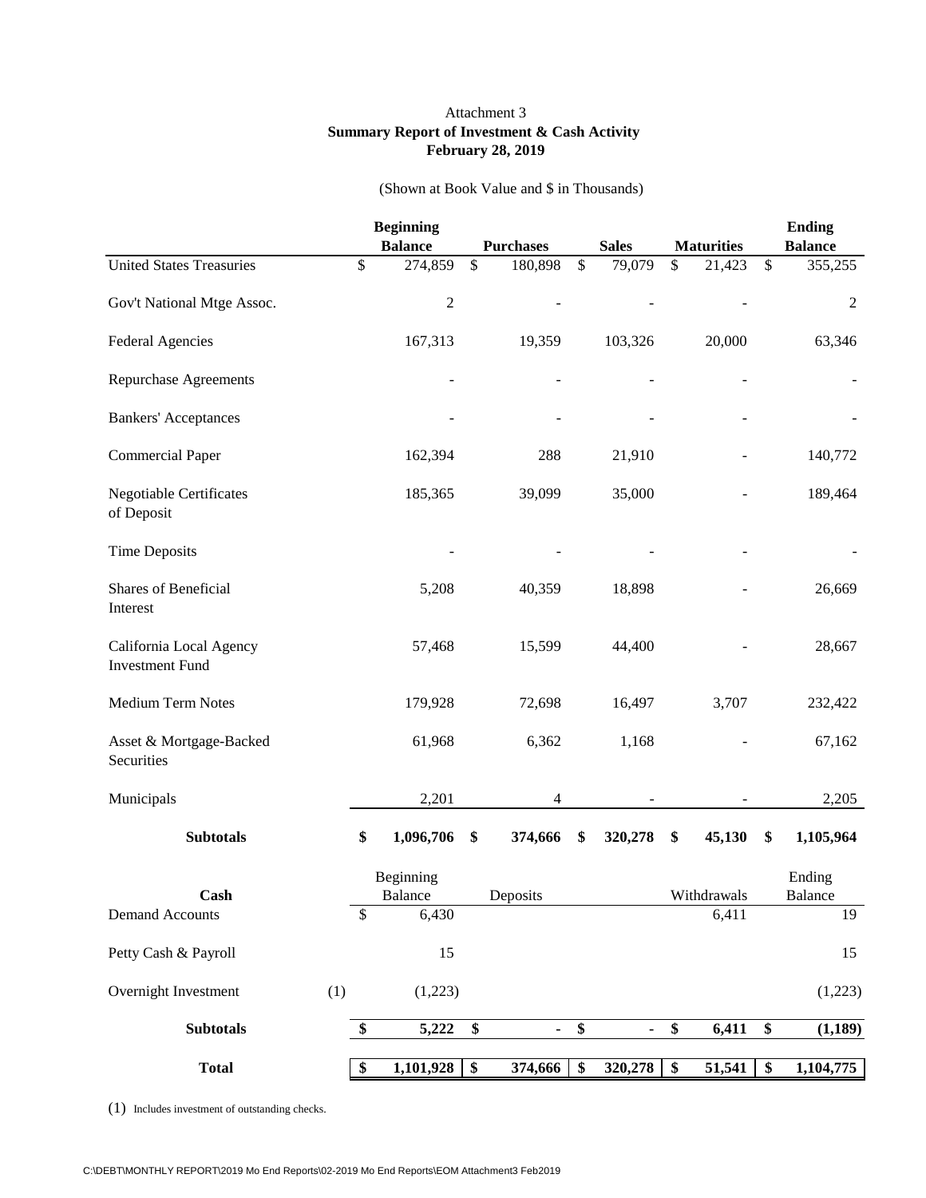Attachment 3

**Summary Report of Investment & Cash Activity**
**February 28, 2019**

(Shown at Book Value and $ in Thousands)

| | | Beginning Balance | Purchases | Sales | Maturities | Ending Balance |
|---|---|---|---|---|---|---|
| United States Treasuries | | $ 274,859 | $ 180,898 | $ 79,079 | $ 21,423 | $ 355,255 |
| Gov't National Mtge Assoc. | | 2 | - | - | - | 2 |
| Federal Agencies | | 167,313 | 19,359 | 103,326 | 20,000 | 63,346 |
| Repurchase Agreements | | - | - | - | - | - |
| Bankers' Acceptances | | - | - | - | - | - |
| Commercial Paper | | 162,394 | 288 | 21,910 | - | 140,772 |
| Negotiable Certificates of Deposit | | 185,365 | 39,099 | 35,000 | - | 189,464 |
| Time Deposits | | - | - | - | - | - |
| Shares of Beneficial Interest | | 5,208 | 40,359 | 18,898 | - | 26,669 |
| California Local Agency Investment Fund | | 57,468 | 15,599 | 44,400 | - | 28,667 |
| Medium Term Notes | | 179,928 | 72,698 | 16,497 | 3,707 | 232,422 |
| Asset & Mortgage-Backed Securities | | 61,968 | 6,362 | 1,168 | - | 67,162 |
| Municipals | | 2,201 | 4 | - | - | 2,205 |
| **Subtotals** | | **$ 1,096,706** | **$ 374,666** | **$ 320,278** | **$ 45,130** | **$ 1,105,964** |
| **Cash** | | Beginning Balance | Deposits | | Withdrawals | Ending Balance |
| Demand Accounts | | $ 6,430 | | | 6,411 | 19 |
| Petty Cash & Payroll | | 15 | | | | 15 |
| Overnight Investment | (1) | (1,223) | | | | (1,223) |
| **Subtotals** | | **$ 5,222** | **$ -** | **$ -** | **$ 6,411** | **$ (1,189)** |
| **Total** | | **$ 1,101,928** | **$ 374,666** | **$ 320,278** | **$ 51,541** | **$ 1,104,775** |

(1) Includes investment of outstanding checks.

C:\DEBT\MONTHLY REPORT\2019 Mo End Reports\02-2019 Mo End Reports\EOM Attachment3 Feb2019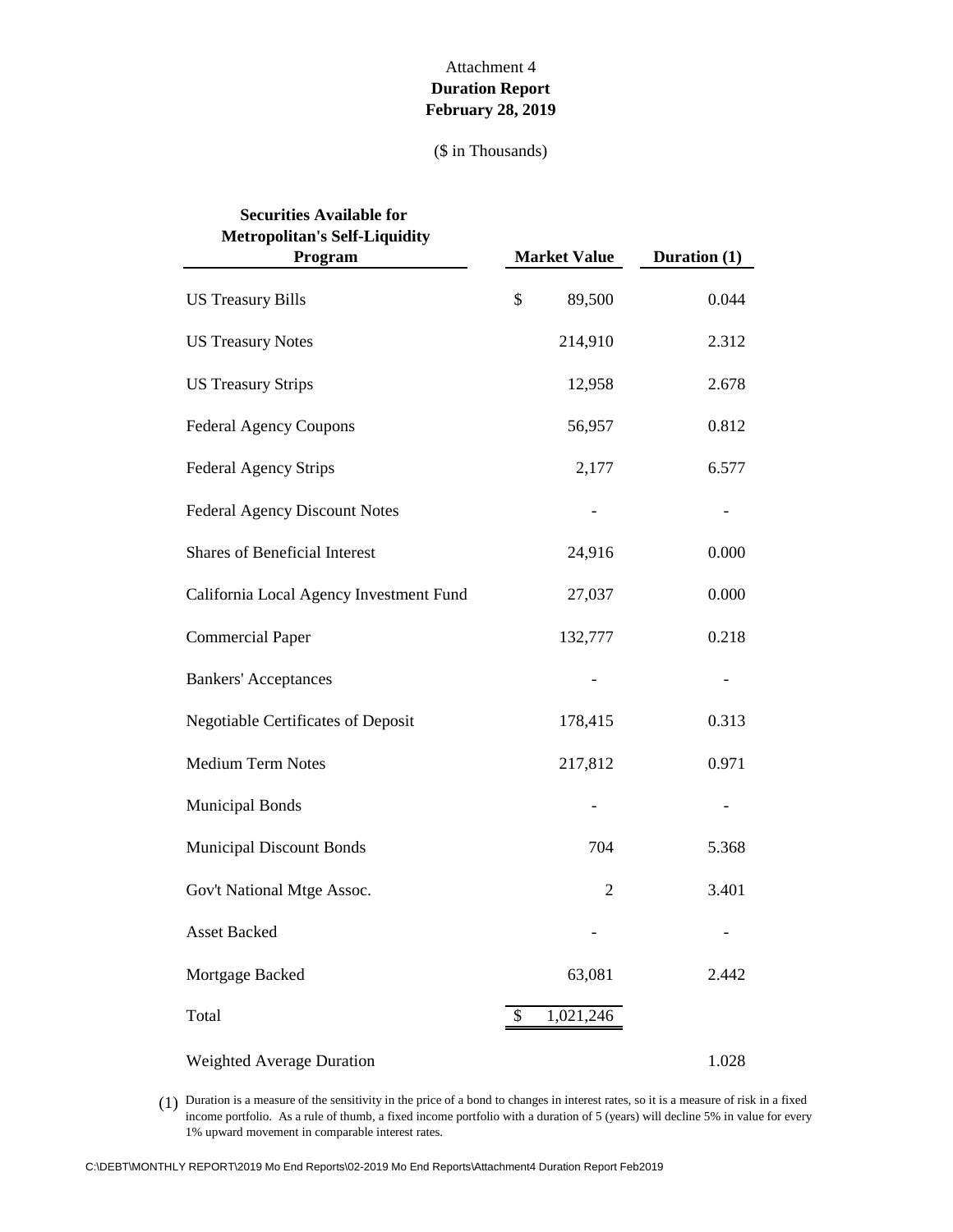Attachment 4

**Duration Report**

**February 28, 2019**

($ in Thousands)

| Securities Available for Metropolitan's Self-Liquidity Program | Market Value | Duration (1) |
|---|---|---|
| US Treasury Bills | $ 89,500 | 0.044 |
| US Treasury Notes | 214,910 | 2.312 |
| US Treasury Strips | 12,958 | 2.678 |
| Federal Agency Coupons | 56,957 | 0.812 |
| Federal Agency Strips | 2,177 | 6.577 |
| Federal Agency Discount Notes | - | - |
| Shares of Beneficial Interest | 24,916 | 0.000 |
| California Local Agency Investment Fund | 27,037 | 0.000 |
| Commercial Paper | 132,777 | 0.218 |
| Bankers' Acceptances | - | - |
| Negotiable Certificates of Deposit | 178,415 | 0.313 |
| Medium Term Notes | 217,812 | 0.971 |
| Municipal Bonds | - | - |
| Municipal Discount Bonds | 704 | 5.368 |
| Gov't National Mtge Assoc. | 2 | 3.401 |
| Asset Backed | - | - |
| Mortgage Backed | 63,081 | 2.442 |
| Total | $ 1,021,246 | |
| Weighted Average Duration | | 1.028 |

(1) Duration is a measure of the sensitivity in the price of a bond to changes in interest rates, so it is a measure of risk in a fixed income portfolio. As a rule of thumb, a fixed income portfolio with a duration of 5 (years) will decline 5% in value for every 1% upward movement in comparable interest rates.

C:\DEBT\MONTHLY REPORT\2019 Mo End Reports\02-2019 Mo End Reports\Attachment4 Duration Report Feb2019